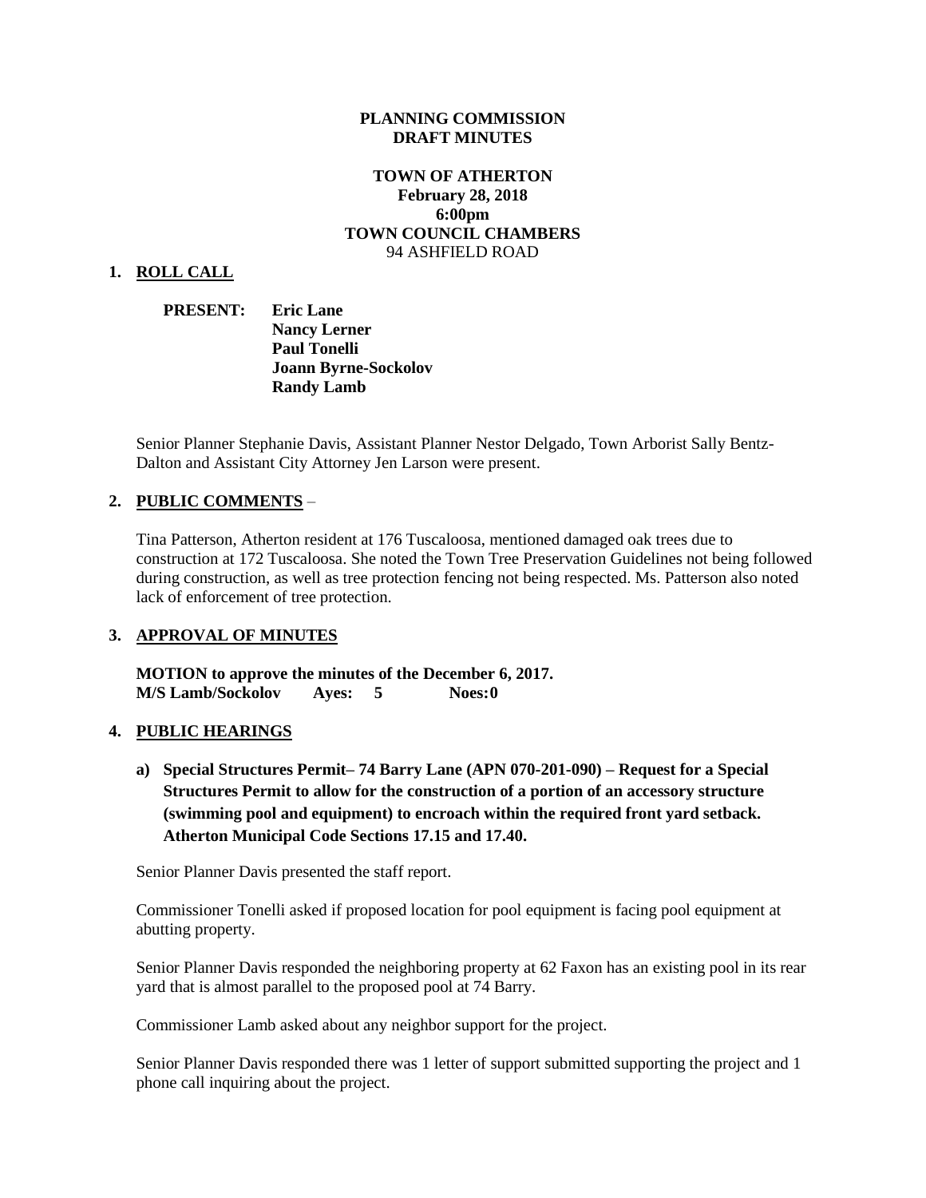**PLANNING COMMISSION**
**DRAFT MINUTES**

**TOWN OF ATHERTON**
**February 28, 2018**
**6:00pm**
**TOWN COUNCIL CHAMBERS**
94 ASHFIELD ROAD

## 1. ROLL CALL

**PRESENT:** **Eric Lane**
**Nancy Lerner**
**Paul Tonelli**
**Joann Byrne-Sockolov**
**Randy Lamb**

Senior Planner Stephanie Davis, Assistant Planner Nestor Delgado, Town Arborist Sally Bentz-Dalton and Assistant City Attorney Jen Larson were present.

## 2. PUBLIC COMMENTS –

Tina Patterson, Atherton resident at 176 Tuscaloosa, mentioned damaged oak trees due to construction at 172 Tuscaloosa. She noted the Town Tree Preservation Guidelines not being followed during construction, as well as tree protection fencing not being respected. Ms. Patterson also noted lack of enforcement of tree protection.

## 3. APPROVAL OF MINUTES

**MOTION to approve the minutes of the December 6, 2017.**
**M/S Lamb/Sockolov Ayes: 5 Noes: 0**

## 4. PUBLIC HEARINGS

**a) Special Structures Permit– 74 Barry Lane (APN 070-201-090) – Request for a Special Structures Permit to allow for the construction of a portion of an accessory structure (swimming pool and equipment) to encroach within the required front yard setback. Atherton Municipal Code Sections 17.15 and 17.40.**

Senior Planner Davis presented the staff report.

Commissioner Tonelli asked if proposed location for pool equipment is facing pool equipment at abutting property.

Senior Planner Davis responded the neighboring property at 62 Faxon has an existing pool in its rear yard that is almost parallel to the proposed pool at 74 Barry.

Commissioner Lamb asked about any neighbor support for the project.

Senior Planner Davis responded there was 1 letter of support submitted supporting the project and 1 phone call inquiring about the project.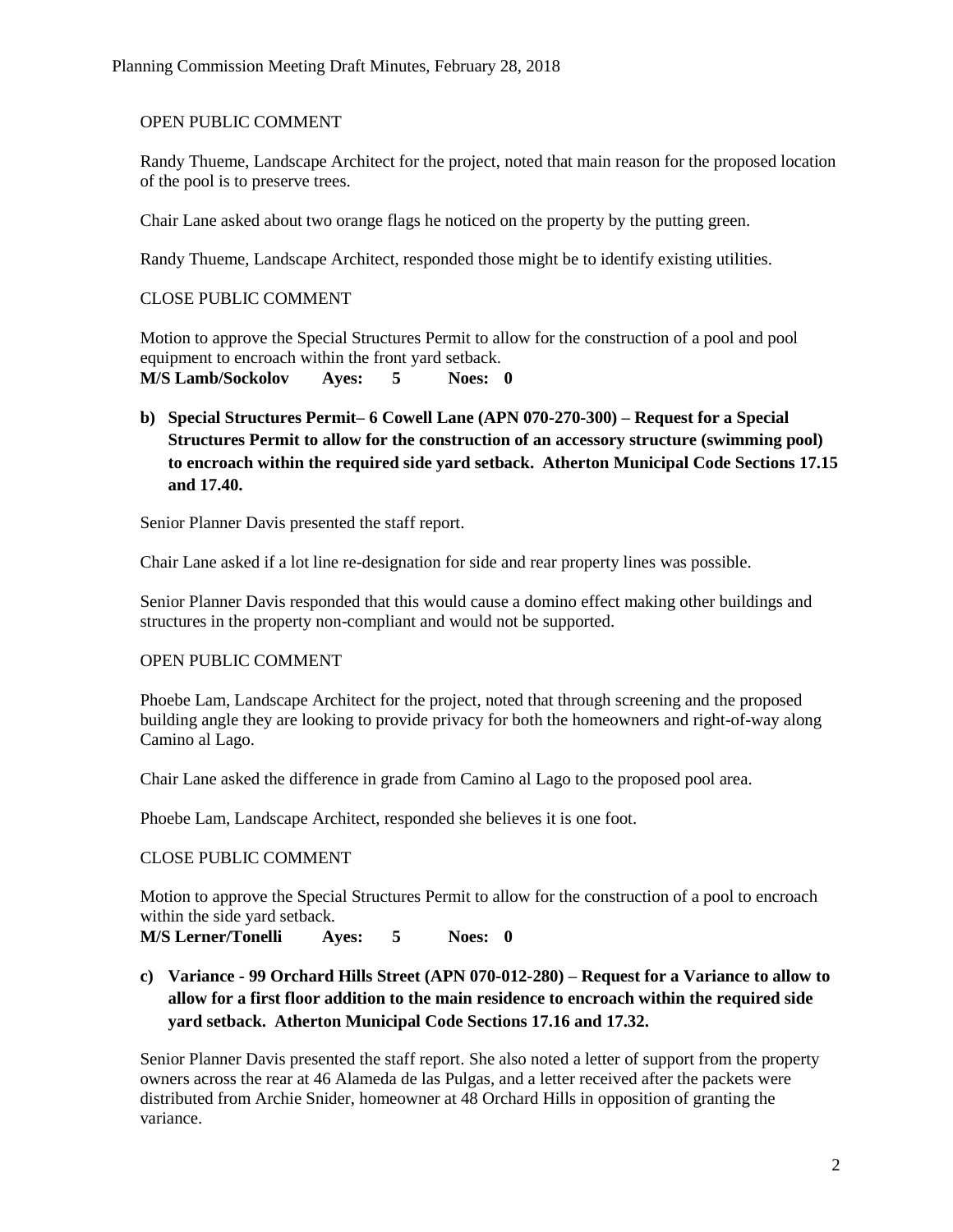OPEN PUBLIC COMMENT

Randy Thueme, Landscape Architect for the project, noted that main reason for the proposed location of the pool is to preserve trees.

Chair Lane asked about two orange flags he noticed on the property by the putting green.

Randy Thueme, Landscape Architect, responded those might be to identify existing utilities.

CLOSE PUBLIC COMMENT

Motion to approve the Special Structures Permit to allow for the construction of a pool and pool equipment to encroach within the front yard setback.

**M/S Lamb/Sockolov Ayes: 5 Noes: 0**

**b) Special Structures Permit– 6 Cowell Lane (APN 070-270-300) – Request for a Special Structures Permit to allow for the construction of an accessory structure (swimming pool) to encroach within the required side yard setback. Atherton Municipal Code Sections 17.15 and 17.40.**

Senior Planner Davis presented the staff report.

Chair Lane asked if a lot line re-designation for side and rear property lines was possible.

Senior Planner Davis responded that this would cause a domino effect making other buildings and structures in the property non-compliant and would not be supported.

OPEN PUBLIC COMMENT

Phoebe Lam, Landscape Architect for the project, noted that through screening and the proposed building angle they are looking to provide privacy for both the homeowners and right-of-way along Camino al Lago.

Chair Lane asked the difference in grade from Camino al Lago to the proposed pool area.

Phoebe Lam, Landscape Architect, responded she believes it is one foot.

CLOSE PUBLIC COMMENT

Motion to approve the Special Structures Permit to allow for the construction of a pool to encroach within the side yard setback.

**M/S Lerner/Tonelli Ayes: 5 Noes: 0**

**c) Variance - 99 Orchard Hills Street (APN 070-012-280) – Request for a Variance to allow to allow for a first floor addition to the main residence to encroach within the required side yard setback. Atherton Municipal Code Sections 17.16 and 17.32.**

Senior Planner Davis presented the staff report. She also noted a letter of support from the property owners across the rear at 46 Alameda de las Pulgas, and a letter received after the packets were distributed from Archie Snider, homeowner at 48 Orchard Hills in opposition of granting the variance.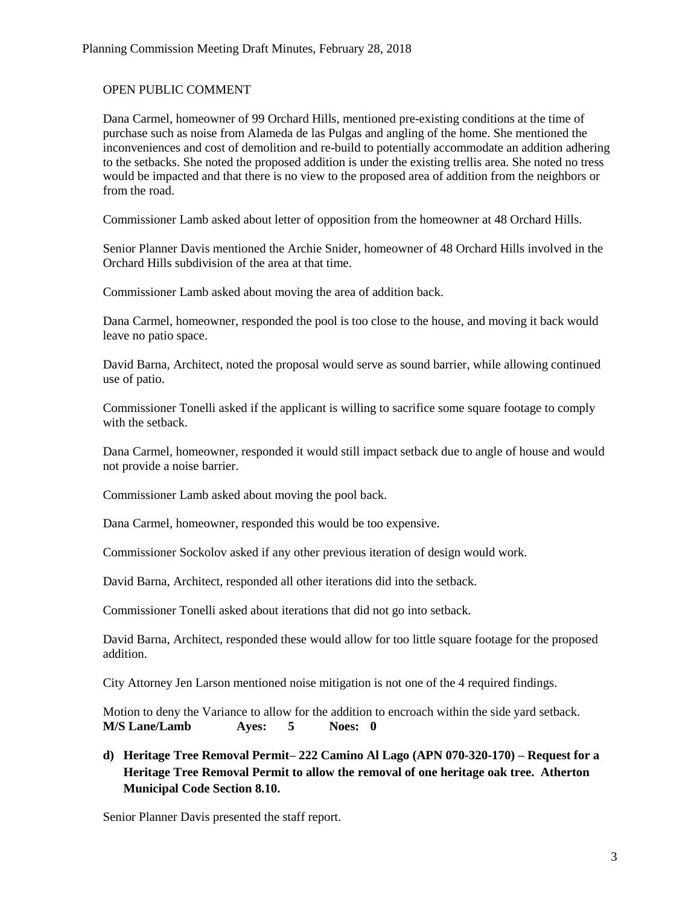OPEN PUBLIC COMMENT

Dana Carmel, homeowner of 99 Orchard Hills, mentioned pre-existing conditions at the time of purchase such as noise from Alameda de las Pulgas and angling of the home. She mentioned the inconveniences and cost of demolition and re-build to potentially accommodate an addition adhering to the setbacks. She noted the proposed addition is under the existing trellis area. She noted no tress would be impacted and that there is no view to the proposed area of addition from the neighbors or from the road.

Commissioner Lamb asked about letter of opposition from the homeowner at 48 Orchard Hills.

Senior Planner Davis mentioned the Archie Snider, homeowner of 48 Orchard Hills involved in the Orchard Hills subdivision of the area at that time.

Commissioner Lamb asked about moving the area of addition back.

Dana Carmel, homeowner, responded the pool is too close to the house, and moving it back would leave no patio space.

David Barna, Architect, noted the proposal would serve as sound barrier, while allowing continued use of patio.

Commissioner Tonelli asked if the applicant is willing to sacrifice some square footage to comply with the setback.

Dana Carmel, homeowner, responded it would still impact setback due to angle of house and would not provide a noise barrier.

Commissioner Lamb asked about moving the pool back.

Dana Carmel, homeowner, responded this would be too expensive.

Commissioner Sockolov asked if any other previous iteration of design would work.

David Barna, Architect, responded all other iterations did into the setback.

Commissioner Tonelli asked about iterations that did not go into setback.

David Barna, Architect, responded these would allow for too little square footage for the proposed addition.

City Attorney Jen Larson mentioned noise mitigation is not one of the 4 required findings.

Motion to deny the Variance to allow for the addition to encroach within the side yard setback.
**M/S Lane/Lamb Ayes: 5 Noes: 0**

**d) Heritage Tree Removal Permit– 222 Camino Al Lago (APN 070-320-170) – Request for a Heritage Tree Removal Permit to allow the removal of one heritage oak tree. Atherton Municipal Code Section 8.10.**

Senior Planner Davis presented the staff report.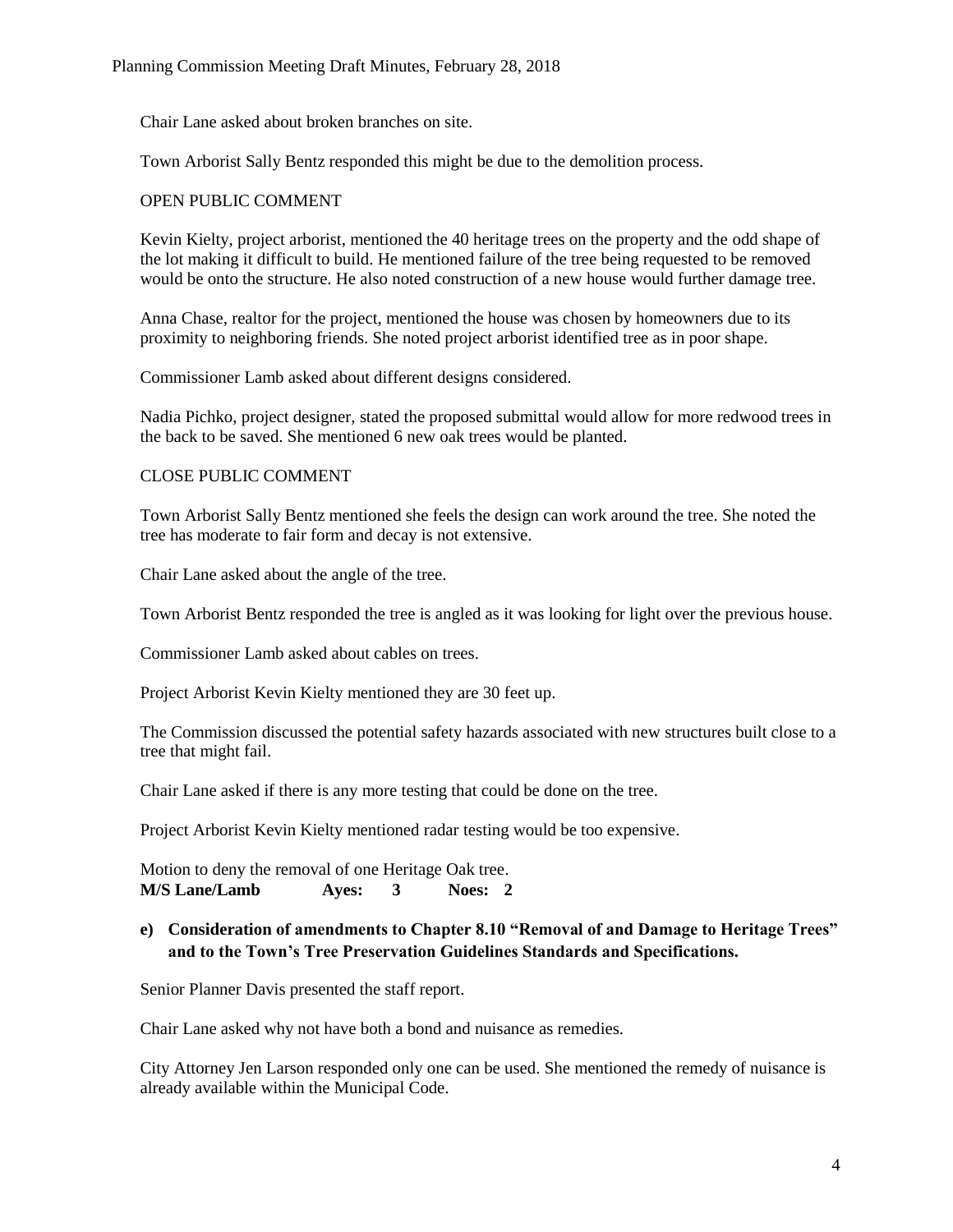Chair Lane asked about broken branches on site.

Town Arborist Sally Bentz responded this might be due to the demolition process.

OPEN PUBLIC COMMENT

Kevin Kielty, project arborist, mentioned the 40 heritage trees on the property and the odd shape of the lot making it difficult to build. He mentioned failure of the tree being requested to be removed would be onto the structure. He also noted construction of a new house would further damage tree.

Anna Chase, realtor for the project, mentioned the house was chosen by homeowners due to its proximity to neighboring friends. She noted project arborist identified tree as in poor shape.

Commissioner Lamb asked about different designs considered.

Nadia Pichko, project designer, stated the proposed submittal would allow for more redwood trees in the back to be saved. She mentioned 6 new oak trees would be planted.

CLOSE PUBLIC COMMENT

Town Arborist Sally Bentz mentioned she feels the design can work around the tree. She noted the tree has moderate to fair form and decay is not extensive.

Chair Lane asked about the angle of the tree.

Town Arborist Bentz responded the tree is angled as it was looking for light over the previous house.

Commissioner Lamb asked about cables on trees.

Project Arborist Kevin Kielty mentioned they are 30 feet up.

The Commission discussed the potential safety hazards associated with new structures built close to a tree that might fail.

Chair Lane asked if there is any more testing that could be done on the tree.

Project Arborist Kevin Kielty mentioned radar testing would be too expensive.

Motion to deny the removal of one Heritage Oak tree.
**M/S Lane/Lamb Ayes: 3 Noes: 2**

**e) Consideration of amendments to Chapter 8.10 "Removal of and Damage to Heritage Trees" and to the Town's Tree Preservation Guidelines Standards and Specifications.**

Senior Planner Davis presented the staff report.

Chair Lane asked why not have both a bond and nuisance as remedies.

City Attorney Jen Larson responded only one can be used. She mentioned the remedy of nuisance is already available within the Municipal Code.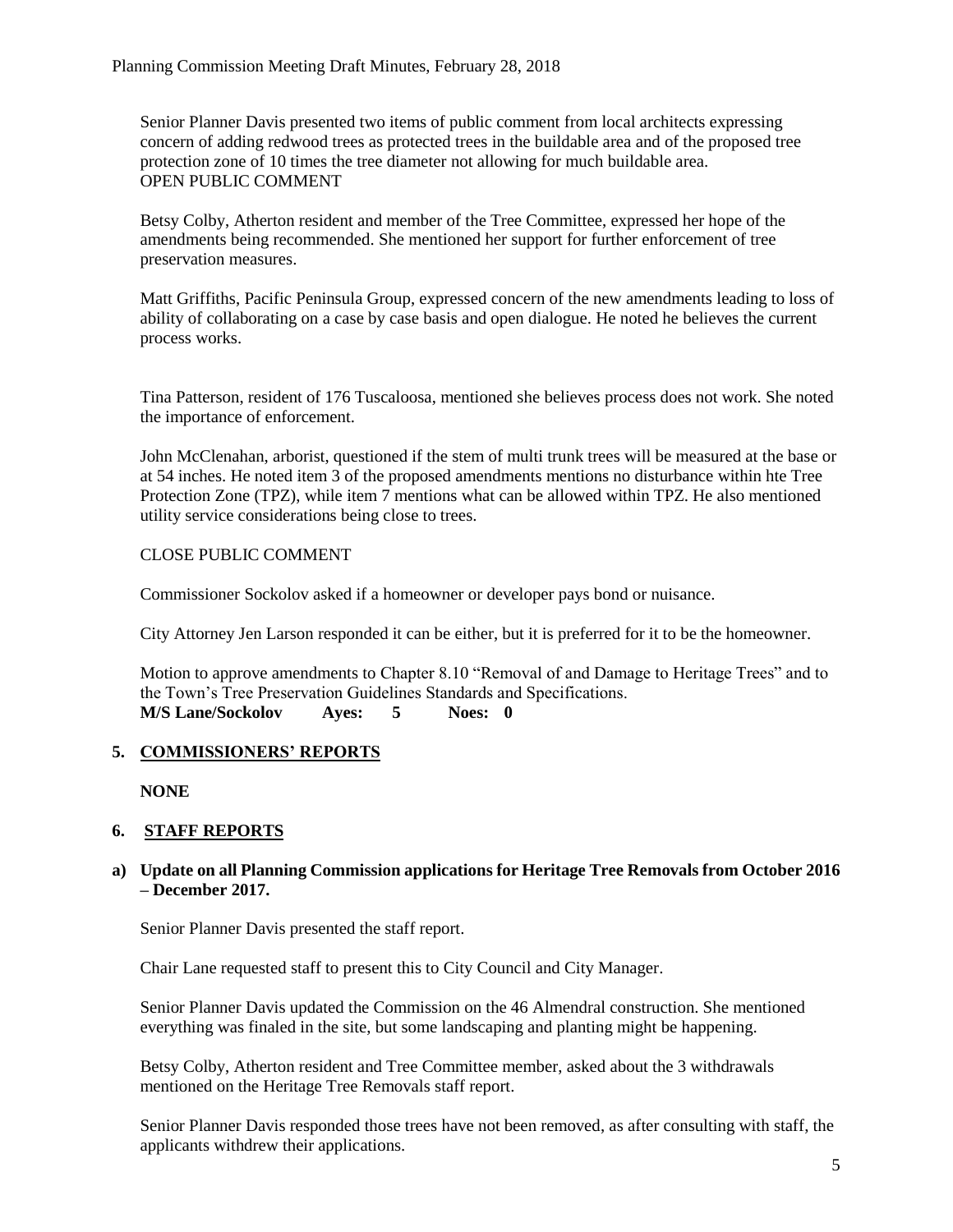Senior Planner Davis presented two items of public comment from local architects expressing concern of adding redwood trees as protected trees in the buildable area and of the proposed tree protection zone of 10 times the tree diameter not allowing for much buildable area.
OPEN PUBLIC COMMENT

Betsy Colby, Atherton resident and member of the Tree Committee, expressed her hope of the amendments being recommended. She mentioned her support for further enforcement of tree preservation measures.

Matt Griffiths, Pacific Peninsula Group, expressed concern of the new amendments leading to loss of ability of collaborating on a case by case basis and open dialogue. He noted he believes the current process works.

Tina Patterson, resident of 176 Tuscaloosa, mentioned she believes process does not work. She noted the importance of enforcement.

John McClenahan, arborist, questioned if the stem of multi trunk trees will be measured at the base or at 54 inches. He noted item 3 of the proposed amendments mentions no disturbance within hte Tree Protection Zone (TPZ), while item 7 mentions what can be allowed within TPZ. He also mentioned utility service considerations being close to trees.

CLOSE PUBLIC COMMENT

Commissioner Sockolov asked if a homeowner or developer pays bond or nuisance.

City Attorney Jen Larson responded it can be either, but it is preferred for it to be the homeowner.

Motion to approve amendments to Chapter 8.10 "Removal of and Damage to Heritage Trees" and to the Town's Tree Preservation Guidelines Standards and Specifications.
**M/S Lane/Sockolov Ayes: 5 Noes: 0**

## 5. COMMISSIONERS' REPORTS

**NONE**

## 6. STAFF REPORTS

**a) Update on all Planning Commission applications for Heritage Tree Removals from October 2016 – December 2017.**

Senior Planner Davis presented the staff report.

Chair Lane requested staff to present this to City Council and City Manager.

Senior Planner Davis updated the Commission on the 46 Almendral construction. She mentioned everything was finaled in the site, but some landscaping and planting might be happening.

Betsy Colby, Atherton resident and Tree Committee member, asked about the 3 withdrawals mentioned on the Heritage Tree Removals staff report.

Senior Planner Davis responded those trees have not been removed, as after consulting with staff, the applicants withdrew their applications.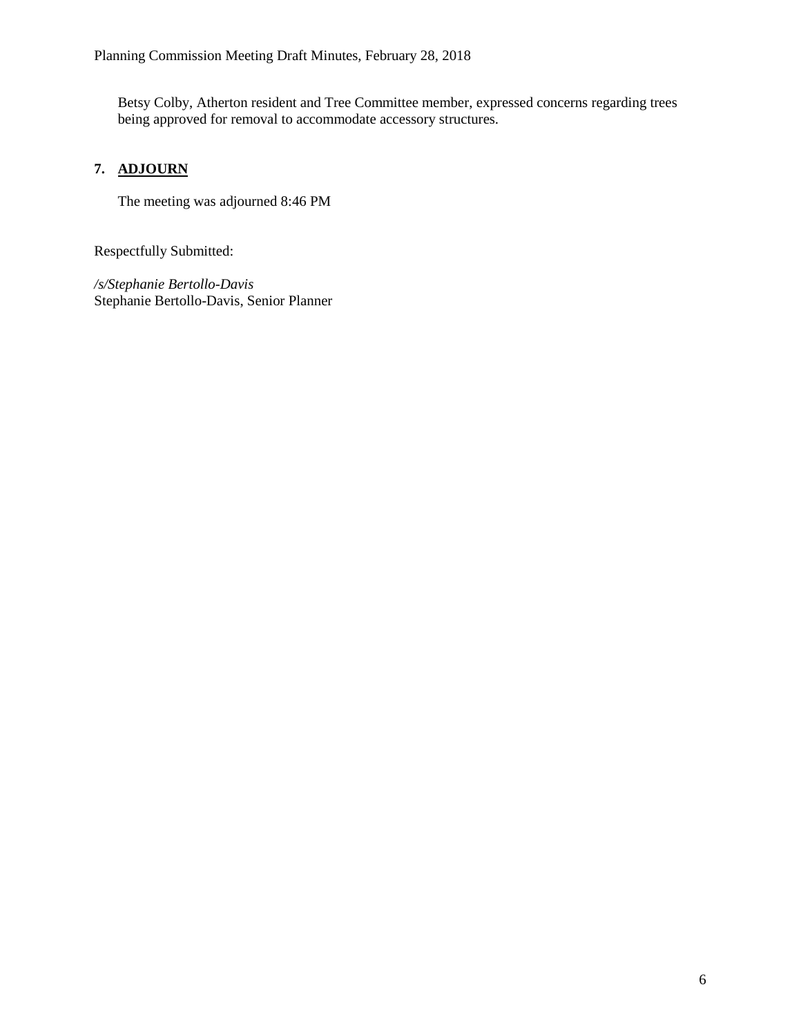Betsy Colby, Atherton resident and Tree Committee member, expressed concerns regarding trees being approved for removal to accommodate accessory structures.

## 7. ADJOURN

The meeting was adjourned 8:46 PM

Respectfully Submitted:

*/s/Stephanie Bertollo-Davis*
Stephanie Bertollo-Davis, Senior Planner